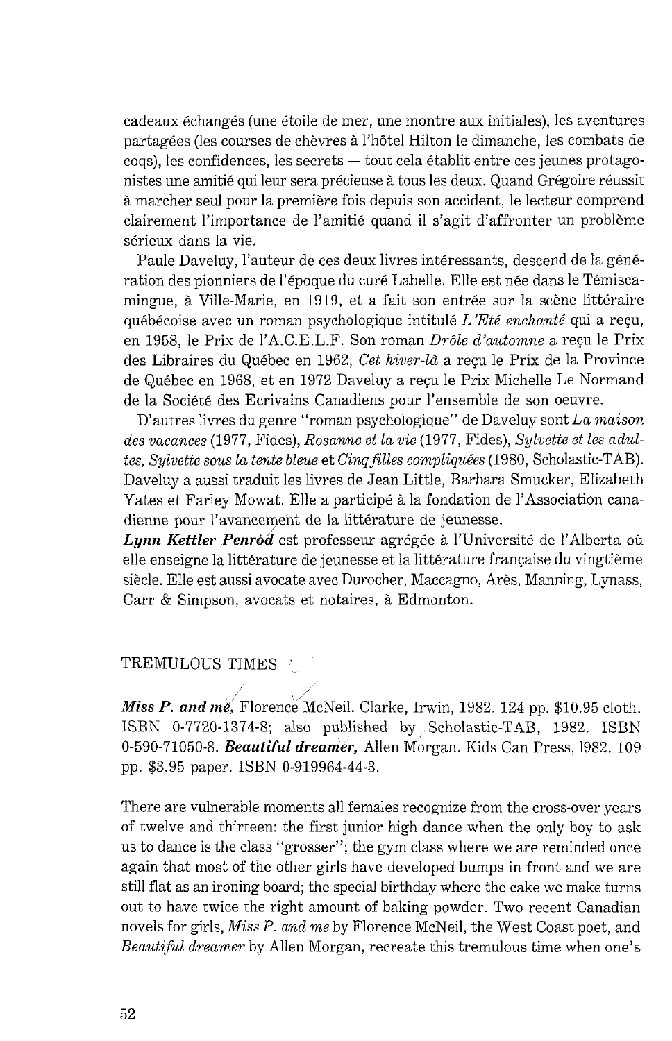cadeaux échangés (une étoile de mer, une montre aux initiales), les aventures partagées (les courses de chèvres à l'hôtel Hilton le dimanche, les combats de coqs), les confidences, les secrets — tout cela établit entre ces jeunes protagonistes une amitié qui leur sera précieuse à tous les deux. Quand Grégoire réussit à marcher seul pour la première fois depuis son accident, le lecteur comprend clairement l'importance de l'amitié quand il s'agit d'affronter un problème sérieux dans la vie.

Paule Daveluy, l'auteur de ces deux livres intéressants, descend de la génération des pionniers de l'époque du curé Labelle. Elle est née dans le Témiscamingue, à Ville-Marie, en 1919, et a fait son entrée sur la scène littéraire québécoise avec un roman psychologique intitulé *L'Eté enchanté* qui a reçu, en 1958, le Prix de l'A.C.E.L.F. Son roman *Drôle d'automne* a reçu le Prix des Libraires du Québec en 1962, *Cet hiver-là* a reçu le Prix de la Province de Québec en 1968, et en 1972 Daveluy a reçu le Prix Michelle Le Normand de la Société des Ecrivains Canadiens pour l'ensemble de son oeuvre.

D'autres livres du genre "roman psychologique" de Daveluy sont *La maison des vacances* (1977, Fides), *Rosanne et la vie* (1977, Fides), *Sylvette et les adultes, Sylvette sous la tente bleue* et *Cinq filles compliquées* (1980, Scholastic-TAB). Daveluy a aussi traduit les livres de Jean Little, Barbara Smucker, Elizabeth Yates et Farley Mowat. Elle a participé à la fondation de l'Association canadienne pour l'avancement de la littérature de jeunesse.

***Lynn Kettler Penrod*** est professeur agrégée à l'Université de l'Alberta où elle enseigne la littérature de jeunesse et la littérature française du vingtième siècle. Elle est aussi avocate avec Durocher, Maccagno, Arès, Manning, Lynass, Carr & Simpson, avocats et notaires, à Edmonton.

## TREMULOUS TIMES

***Miss P. and me,*** Florence McNeil. Clarke, Irwin, 1982. 124 pp. $10.95 cloth. ISBN 0-7720-1374-8; also published by Scholastic-TAB, 1982. ISBN 0-590-71050-8. ***Beautiful dreamer,*** Allen Morgan. Kids Can Press, 1982. 109 pp. $3.95 paper. ISBN 0-919964-44-3.

There are vulnerable moments all females recognize from the cross-over years of twelve and thirteen: the first junior high dance when the only boy to ask us to dance is the class "grosser"; the gym class where we are reminded once again that most of the other girls have developed bumps in front and we are still flat as an ironing board; the special birthday where the cake we make turns out to have twice the right amount of baking powder. Two recent Canadian novels for girls, *Miss P. and me* by Florence McNeil, the West Coast poet, and *Beautiful dreamer* by Allen Morgan, recreate this tremulous time when one's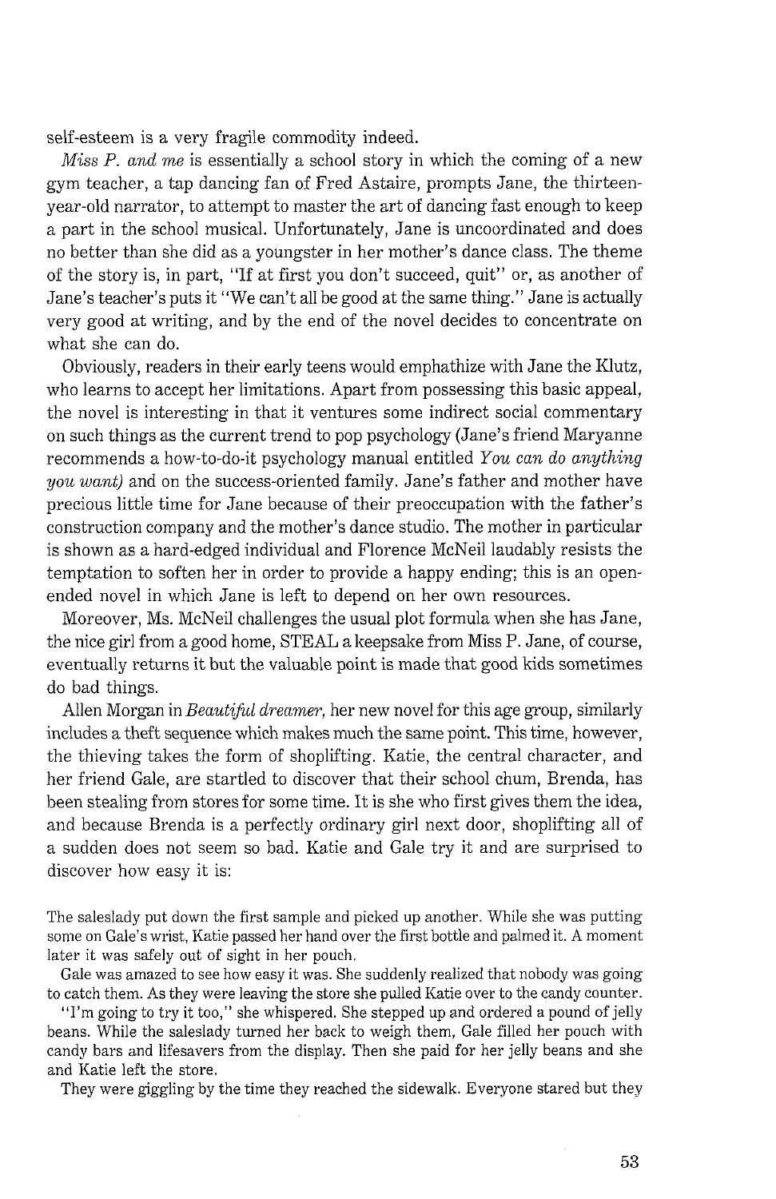self-esteem is a very fragile commodity indeed.

*Miss P. and me* is essentially a school story in which the coming of a new gym teacher, a tap dancing fan of Fred Astaire, prompts Jane, the thirteen-year-old narrator, to attempt to master the art of dancing fast enough to keep a part in the school musical. Unfortunately, Jane is uncoordinated and does no better than she did as a youngster in her mother's dance class. The theme of the story is, in part, "If at first you don't succeed, quit" or, as another of Jane's teacher's puts it "We can't all be good at the same thing." Jane is actually very good at writing, and by the end of the novel decides to concentrate on what she can do.

Obviously, readers in their early teens would emphathize with Jane the Klutz, who learns to accept her limitations. Apart from possessing this basic appeal, the novel is interesting in that it ventures some indirect social commentary on such things as the current trend to pop psychology (Jane's friend Maryanne recommends a how-to-do-it psychology manual entitled *You can do anything you want)* and on the success-oriented family. Jane's father and mother have precious little time for Jane because of their preoccupation with the father's construction company and the mother's dance studio. The mother in particular is shown as a hard-edged individual and Florence McNeil laudably resists the temptation to soften her in order to provide a happy ending; this is an open-ended novel in which Jane is left to depend on her own resources.

Moreover, Ms. McNeil challenges the usual plot formula when she has Jane, the nice girl from a good home, STEAL a keepsake from Miss P. Jane, of course, eventually returns it but the valuable point is made that good kids sometimes do bad things.

Allen Morgan in *Beautiful dreamer*, her new novel for this age group, similarly includes a theft sequence which makes much the same point. This time, however, the thieving takes the form of shoplifting. Katie, the central character, and her friend Gale, are startled to discover that their school chum, Brenda, has been stealing from stores for some time. It is she who first gives them the idea, and because Brenda is a perfectly ordinary girl next door, shoplifting all of a sudden does not seem so bad. Katie and Gale try it and are surprised to discover how easy it is:

> The saleslady put down the first sample and picked up another. While she was putting some on Gale's wrist, Katie passed her hand over the first bottle and palmed it. A moment later it was safely out of sight in her pouch.
>
> Gale was amazed to see how easy it was. She suddenly realized that nobody was going to catch them. As they were leaving the store she pulled Katie over to the candy counter.
>
> "I'm going to try it too," she whispered. She stepped up and ordered a pound of jelly beans. While the saleslady turned her back to weigh them, Gale filled her pouch with candy bars and lifesavers from the display. Then she paid for her jelly beans and she and Katie left the store.
>
> They were giggling by the time they reached the sidewalk. Everyone stared but they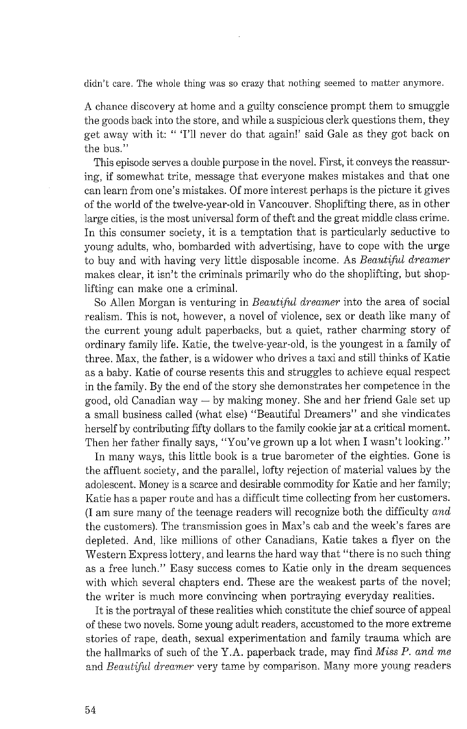didn't care. The whole thing was so crazy that nothing seemed to matter anymore.

A chance discovery at home and a guilty conscience prompt them to smuggle the goods back into the store, and while a suspicious clerk questions them, they get away with it: " 'I'll never do that again!' said Gale as they got back on the bus."

This episode serves a double purpose in the novel. First, it conveys the reassuring, if somewhat trite, message that everyone makes mistakes and that one can learn from one's mistakes. Of more interest perhaps is the picture it gives of the world of the twelve-year-old in Vancouver. Shoplifting there, as in other large cities, is the most universal form of theft and the great middle class crime. In this consumer society, it is a temptation that is particularly seductive to young adults, who, bombarded with advertising, have to cope with the urge to buy and with having very little disposable income. As *Beautiful dreamer* makes clear, it isn't the criminals primarily who do the shoplifting, but shoplifting can make one a criminal.

So Allen Morgan is venturing in *Beautiful dreamer* into the area of social realism. This is not, however, a novel of violence, sex or death like many of the current young adult paperbacks, but a quiet, rather charming story of ordinary family life. Katie, the twelve-year-old, is the youngest in a family of three. Max, the father, is a widower who drives a taxi and still thinks of Katie as a baby. Katie of course resents this and struggles to achieve equal respect in the family. By the end of the story she demonstrates her competence in the good, old Canadian way — by making money. She and her friend Gale set up a small business called (what else) "Beautiful Dreamers" and she vindicates herself by contributing fifty dollars to the family cookie jar at a critical moment. Then her father finally says, "You've grown up a lot when I wasn't looking."

In many ways, this little book is a true barometer of the eighties. Gone is the affluent society, and the parallel, lofty rejection of material values by the adolescent. Money is a scarce and desirable commodity for Katie and her family; Katie has a paper route and has a difficult time collecting from her customers. (I am sure many of the teenage readers will recognize both the difficulty *and* the customers). The transmission goes in Max's cab and the week's fares are depleted. And, like millions of other Canadians, Katie takes a flyer on the Western Express lottery, and learns the hard way that "there is no such thing as a free lunch." Easy success comes to Katie only in the dream sequences with which several chapters end. These are the weakest parts of the novel; the writer is much more convincing when portraying everyday realities.

It is the portrayal of these realities which constitute the chief source of appeal of these two novels. Some young adult readers, accustomed to the more extreme stories of rape, death, sexual experimentation and family trauma which are the hallmarks of such of the Y.A. paperback trade, may find *Miss P. and me* and *Beautiful dreamer* very tame by comparison. Many more young readers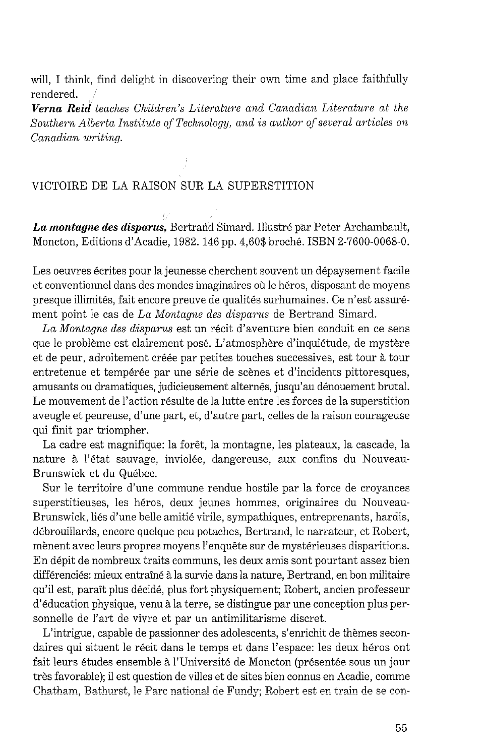will, I think, find delight in discovering their own time and place faithfully rendered.

***Verna Reid*** *teaches Children's Literature and Canadian Literature at the Southern Alberta Institute of Technology, and is author of several articles on Canadian writing.*

## VICTOIRE DE LA RAISON SUR LA SUPERSTITION

***La montagne des disparus,*** Bertrand Simard. Illustré par Peter Archambault, Moncton, Editions d'Acadie, 1982. 146 pp. 4,60$ broché. ISBN 2-7600-0068-0.

Les oeuvres écrites pour la jeunesse cherchent souvent un dépaysement facile et conventionnel dans des mondes imaginaires où le héros, disposant de moyens presque illimités, fait encore preuve de qualités surhumaines. Ce n'est assurément point le cas de *La Montagne des disparus* de Bertrand Simard.

*La Montagne des disparus* est un récit d'aventure bien conduit en ce sens que le problème est clairement posé. L'atmosphère d'inquiétude, de mystère et de peur, adroitement créée par petites touches successives, est tour à tour entretenue et tempérée par une série de scènes et d'incidents pittoresques, amusants ou dramatiques, judicieusement alternés, jusqu'au dénouement brutal. Le mouvement de l'action résulte de la lutte entre les forces de la superstition aveugle et peureuse, d'une part, et, d'autre part, celles de la raison courageuse qui finit par triompher.

La cadre est magnifique: la forêt, la montagne, les plateaux, la cascade, la nature à l'état sauvage, inviolée, dangereuse, aux confins du Nouveau-Brunswick et du Québec.

Sur le territoire d'une commune rendue hostile par la force de croyances superstitieuses, les héros, deux jeunes hommes, originaires du Nouveau-Brunswick, liés d'une belle amitié virile, sympathiques, entreprenants, hardis, débrouillards, encore quelque peu potaches, Bertrand, le narrateur, et Robert, mènent avec leurs propres moyens l'enquête sur de mystérieuses disparitions. En dépit de nombreux traits communs, les deux amis sont pourtant assez bien différenciés: mieux entraîné à la survie dans la nature, Bertrand, en bon militaire qu'il est, paraît plus décidé, plus fort physiquement; Robert, ancien professeur d'éducation physique, venu à la terre, se distingue par une conception plus personnelle de l'art de vivre et par un antimilitarisme discret.

L'intrigue, capable de passionner des adolescents, s'enrichit de thèmes secondaires qui situent le récit dans le temps et dans l'espace: les deux héros ont fait leurs études ensemble à l'Université de Moncton (présentée sous un jour très favorable); il est question de villes et de sites bien connus en Acadie, comme Chatham, Bathurst, le Parc national de Fundy; Robert est en train de se con-